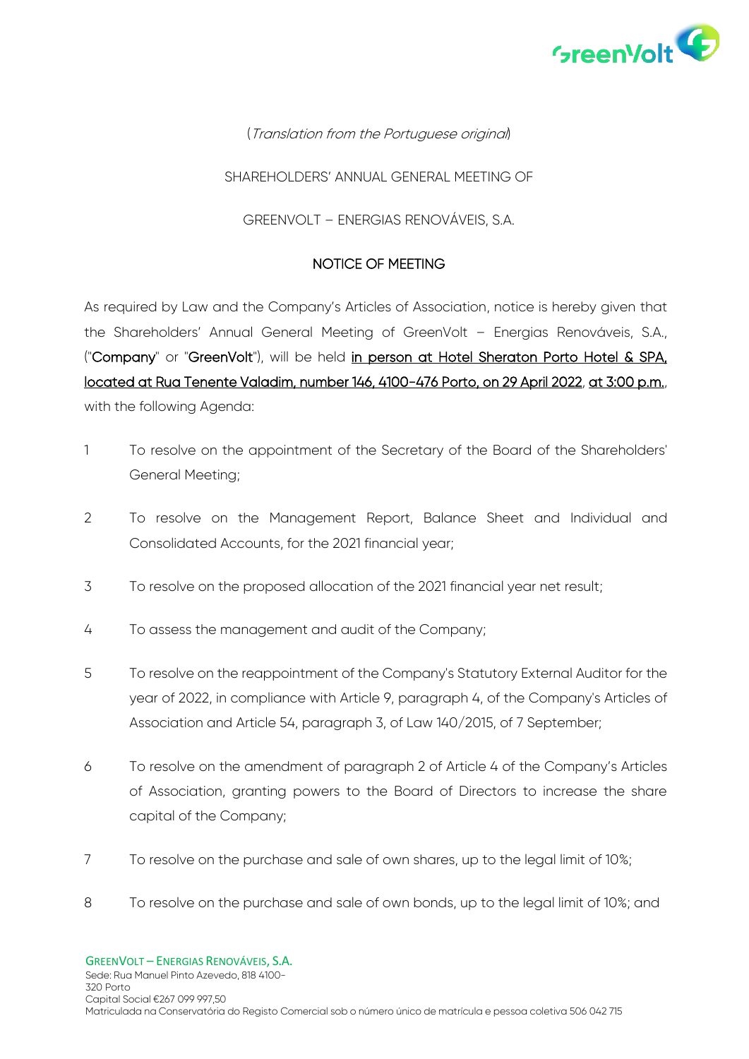(*Translation from the Portuguese original*)

SHAREHOLDERS' ANNUAL GENERAL MEETING OF

GREENVOLT – ENERGIAS RENOVÁVEIS, S.A.

## NOTICE OF MEETING

As required by Law and the Company's Articles of Association, notice is hereby given that the Shareholders' Annual General Meeting of GreenVolt – Energias Renováveis, S.A., ("**Company**" or "**GreenVolt**"), will be held <u>in person at Hotel Sheraton Porto Hotel & SPA, located at Rua Tenente Valadim, number 146, 4100-476 Porto, on 29 April 2022</u>, <u>at 3:00 p.m.</u>, with the following Agenda:

1. To resolve on the appointment of the Secretary of the Board of the Shareholders' General Meeting;
2. To resolve on the Management Report, Balance Sheet and Individual and Consolidated Accounts, for the 2021 financial year;
3. To resolve on the proposed allocation of the 2021 financial year net result;
4. To assess the management and audit of the Company;
5. To resolve on the reappointment of the Company's Statutory External Auditor for the year of 2022, in compliance with Article 9, paragraph 4, of the Company's Articles of Association and Article 54, paragraph 3, of Law 140/2015, of 7 September;
6. To resolve on the amendment of paragraph 2 of Article 4 of the Company's Articles of Association, granting powers to the Board of Directors to increase the share capital of the Company;
7. To resolve on the purchase and sale of own shares, up to the legal limit of 10%;
8. To resolve on the purchase and sale of own bonds, up to the legal limit of 10%; and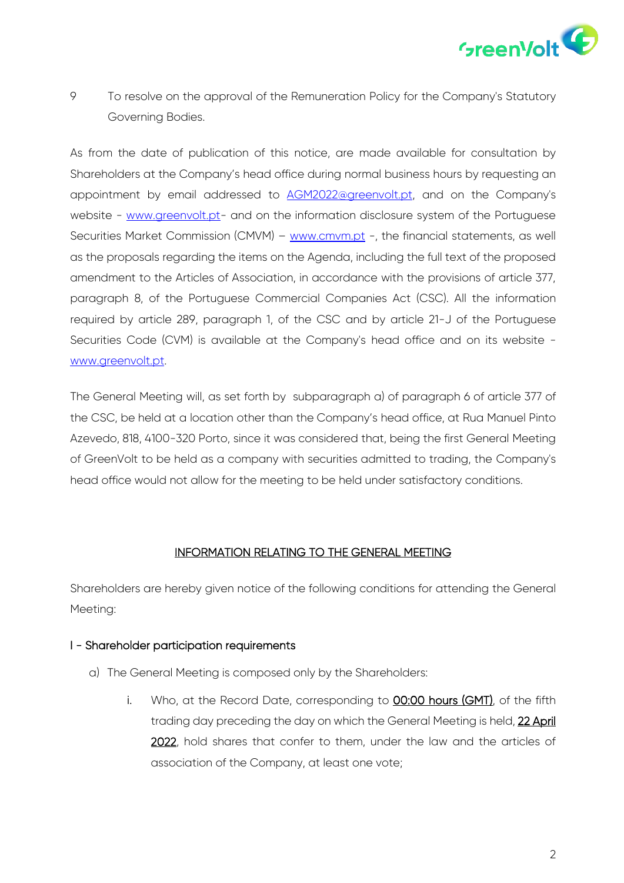9 To resolve on the approval of the Remuneration Policy for the Company's Statutory Governing Bodies.

As from the date of publication of this notice, are made available for consultation by Shareholders at the Company's head office during normal business hours by requesting an appointment by email addressed to AGM2022@greenvolt.pt, and on the Company's website - www.greenvolt.pt- and on the information disclosure system of the Portuguese Securities Market Commission (CMVM) – www.cmvm.pt -, the financial statements, as well as the proposals regarding the items on the Agenda, including the full text of the proposed amendment to the Articles of Association, in accordance with the provisions of article 377, paragraph 8, of the Portuguese Commercial Companies Act (CSC). All the information required by article 289, paragraph 1, of the CSC and by article 21-J of the Portuguese Securities Code (CVM) is available at the Company's head office and on its website - www.greenvolt.pt.

The General Meeting will, as set forth by subparagraph a) of paragraph 6 of article 377 of the CSC, be held at a location other than the Company's head office, at Rua Manuel Pinto Azevedo, 818, 4100-320 Porto, since it was considered that, being the first General Meeting of GreenVolt to be held as a company with securities admitted to trading, the Company's head office would not allow for the meeting to be held under satisfactory conditions.

## INFORMATION RELATING TO THE GENERAL MEETING

Shareholders are hereby given notice of the following conditions for attending the General Meeting:

### I - Shareholder participation requirements

a) The General Meeting is composed only by the Shareholders:

   i. Who, at the Record Date, corresponding to 00:00 hours (GMT), of the fifth trading day preceding the day on which the General Meeting is held, 22 April 2022, hold shares that confer to them, under the law and the articles of association of the Company, at least one vote;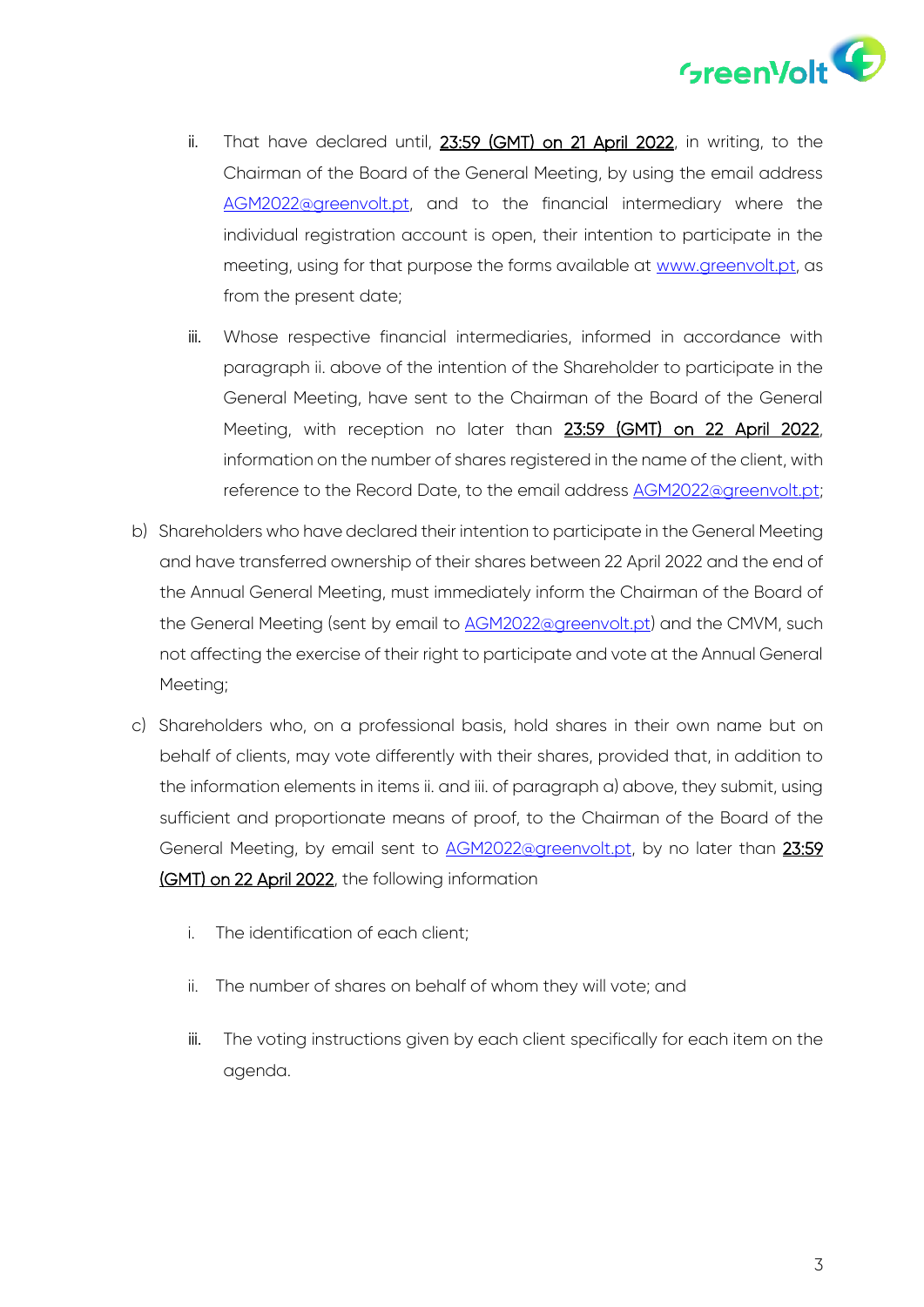ii. That have declared until, <u>23:59 (GMT) on 21 April 2022</u>, in writing, to the Chairman of the Board of the General Meeting, by using the email address AGM2022@greenvolt.pt, and to the financial intermediary where the individual registration account is open, their intention to participate in the meeting, using for that purpose the forms available at www.greenvolt.pt, as from the present date;

iii. Whose respective financial intermediaries, informed in accordance with paragraph ii. above of the intention of the Shareholder to participate in the General Meeting, have sent to the Chairman of the Board of the General Meeting, with reception no later than <u>23:59 (GMT) on 22 April 2022</u>, information on the number of shares registered in the name of the client, with reference to the Record Date, to the email address AGM2022@greenvolt.pt;

b) Shareholders who have declared their intention to participate in the General Meeting and have transferred ownership of their shares between 22 April 2022 and the end of the Annual General Meeting, must immediately inform the Chairman of the Board of the General Meeting (sent by email to AGM2022@greenvolt.pt) and the CMVM, such not affecting the exercise of their right to participate and vote at the Annual General Meeting;

c) Shareholders who, on a professional basis, hold shares in their own name but on behalf of clients, may vote differently with their shares, provided that, in addition to the information elements in items ii. and iii. of paragraph a) above, they submit, using sufficient and proportionate means of proof, to the Chairman of the Board of the General Meeting, by email sent to AGM2022@greenvolt.pt, by no later than <u>23:59 (GMT) on 22 April 2022</u>, the following information

    i. The identification of each client;

    ii. The number of shares on behalf of whom they will vote; and

    iii. The voting instructions given by each client specifically for each item on the agenda.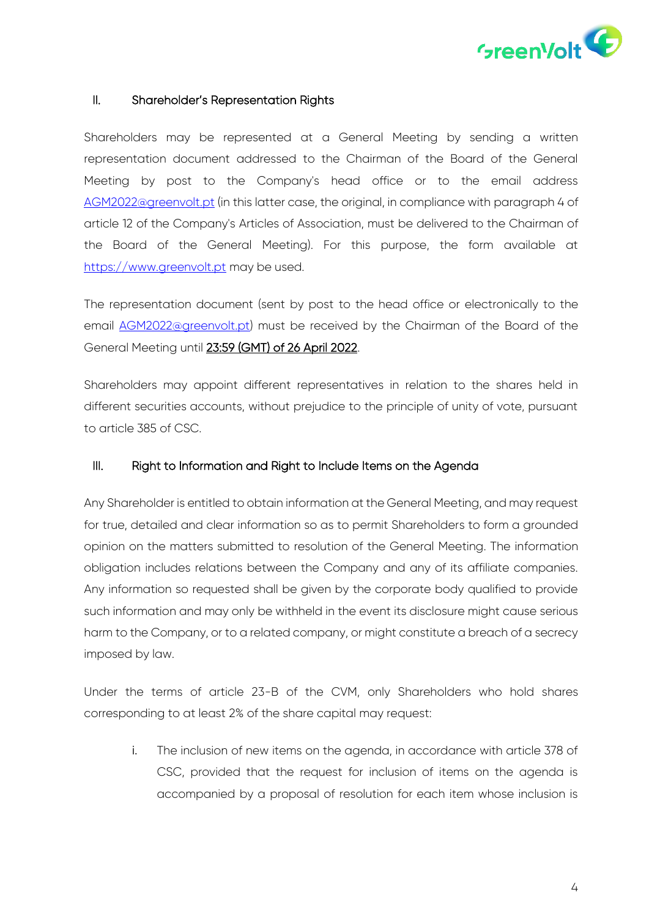## II. Shareholder's Representation Rights

Shareholders may be represented at a General Meeting by sending a written representation document addressed to the Chairman of the Board of the General Meeting by post to the Company's head office or to the email address AGM2022@greenvolt.pt (in this latter case, the original, in compliance with paragraph 4 of article 12 of the Company's Articles of Association, must be delivered to the Chairman of the Board of the General Meeting). For this purpose, the form available at https://www.greenvolt.pt may be used.

The representation document (sent by post to the head office or electronically to the email AGM2022@greenvolt.pt) must be received by the Chairman of the Board of the General Meeting until 23:59 (GMT) of 26 April 2022.

Shareholders may appoint different representatives in relation to the shares held in different securities accounts, without prejudice to the principle of unity of vote, pursuant to article 385 of CSC.

## III. Right to Information and Right to Include Items on the Agenda

Any Shareholder is entitled to obtain information at the General Meeting, and may request for true, detailed and clear information so as to permit Shareholders to form a grounded opinion on the matters submitted to resolution of the General Meeting. The information obligation includes relations between the Company and any of its affiliate companies. Any information so requested shall be given by the corporate body qualified to provide such information and may only be withheld in the event its disclosure might cause serious harm to the Company, or to a related company, or might constitute a breach of a secrecy imposed by law.

Under the terms of article 23-B of the CVM, only Shareholders who hold shares corresponding to at least 2% of the share capital may request:

i. The inclusion of new items on the agenda, in accordance with article 378 of CSC, provided that the request for inclusion of items on the agenda is accompanied by a proposal of resolution for each item whose inclusion is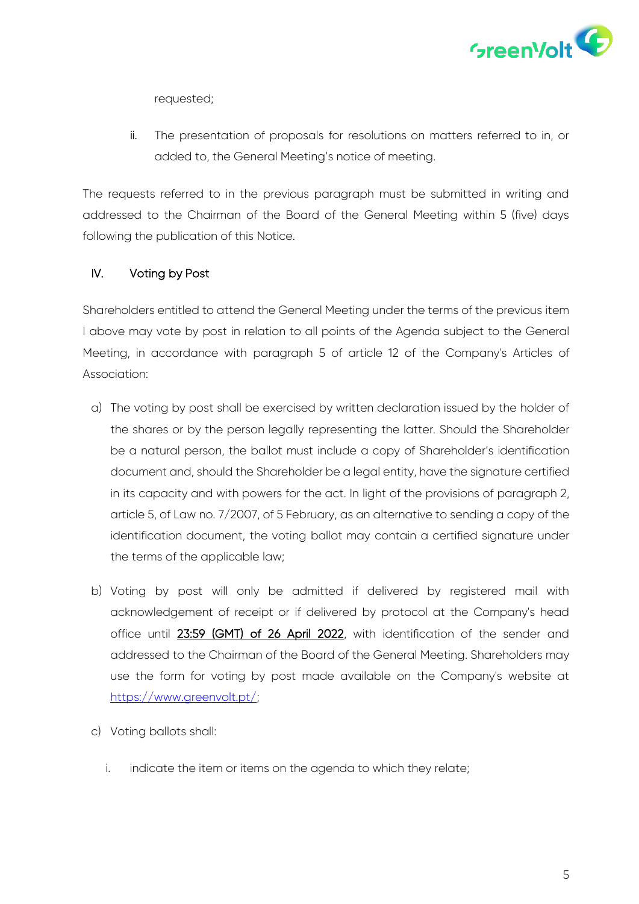requested;

ii. The presentation of proposals for resolutions on matters referred to in, or added to, the General Meeting's notice of meeting.

The requests referred to in the previous paragraph must be submitted in writing and addressed to the Chairman of the Board of the General Meeting within 5 (five) days following the publication of this Notice.

## IV. Voting by Post

Shareholders entitled to attend the General Meeting under the terms of the previous item I above may vote by post in relation to all points of the Agenda subject to the General Meeting, in accordance with paragraph 5 of article 12 of the Company's Articles of Association:

a) The voting by post shall be exercised by written declaration issued by the holder of the shares or by the person legally representing the latter. Should the Shareholder be a natural person, the ballot must include a copy of Shareholder's identification document and, should the Shareholder be a legal entity, have the signature certified in its capacity and with powers for the act. In light of the provisions of paragraph 2, article 5, of Law no. 7/2007, of 5 February, as an alternative to sending a copy of the identification document, the voting ballot may contain a certified signature under the terms of the applicable law;

b) Voting by post will only be admitted if delivered by registered mail with acknowledgement of receipt or if delivered by protocol at the Company's head office until 23:59 (GMT) of 26 April 2022, with identification of the sender and addressed to the Chairman of the Board of the General Meeting. Shareholders may use the form for voting by post made available on the Company's website at https://www.greenvolt.pt/;

c) Voting ballots shall:

   i. indicate the item or items on the agenda to which they relate;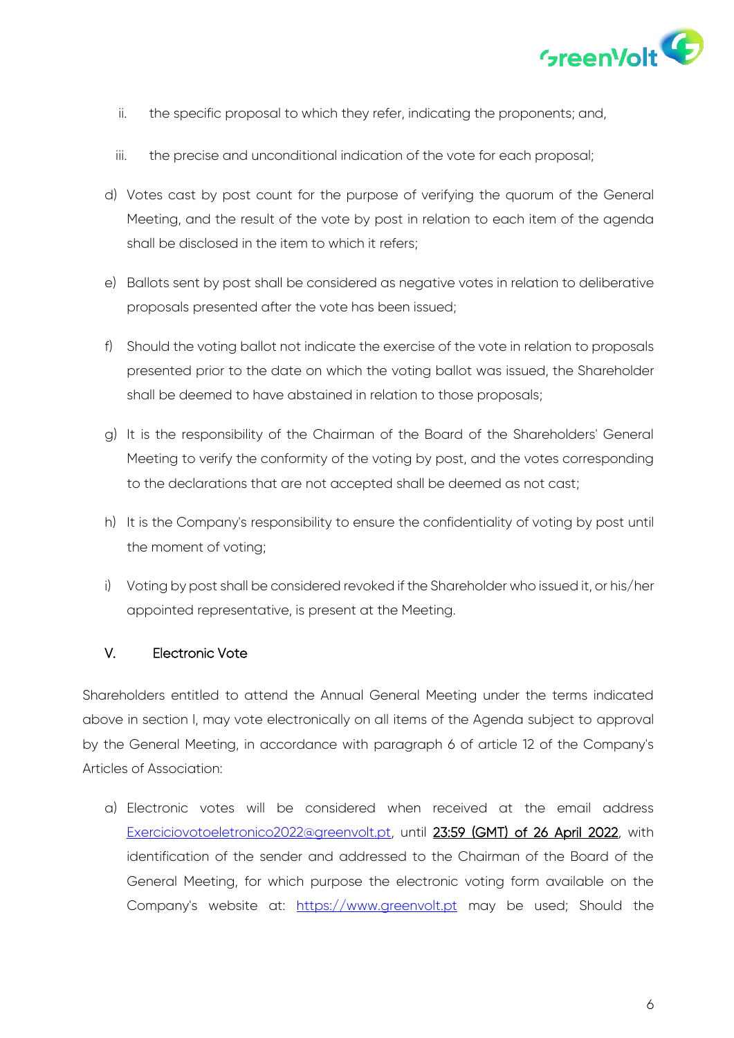ii. the specific proposal to which they refer, indicating the proponents; and,

iii. the precise and unconditional indication of the vote for each proposal;

d) Votes cast by post count for the purpose of verifying the quorum of the General Meeting, and the result of the vote by post in relation to each item of the agenda shall be disclosed in the item to which it refers;

e) Ballots sent by post shall be considered as negative votes in relation to deliberative proposals presented after the vote has been issued;

f) Should the voting ballot not indicate the exercise of the vote in relation to proposals presented prior to the date on which the voting ballot was issued, the Shareholder shall be deemed to have abstained in relation to those proposals;

g) It is the responsibility of the Chairman of the Board of the Shareholders' General Meeting to verify the conformity of the voting by post, and the votes corresponding to the declarations that are not accepted shall be deemed as not cast;

h) It is the Company's responsibility to ensure the confidentiality of voting by post until the moment of voting;

i) Voting by post shall be considered revoked if the Shareholder who issued it, or his/her appointed representative, is present at the Meeting.

## V. Electronic Vote

Shareholders entitled to attend the Annual General Meeting under the terms indicated above in section I, may vote electronically on all items of the Agenda subject to approval by the General Meeting, in accordance with paragraph 6 of article 12 of the Company's Articles of Association:

a) Electronic votes will be considered when received at the email address Exerciciovotoeletronico2022@greenvolt.pt, until 23:59 (GMT) of 26 April 2022, with identification of the sender and addressed to the Chairman of the Board of the General Meeting, for which purpose the electronic voting form available on the Company's website at: https://www.greenvolt.pt may be used; Should the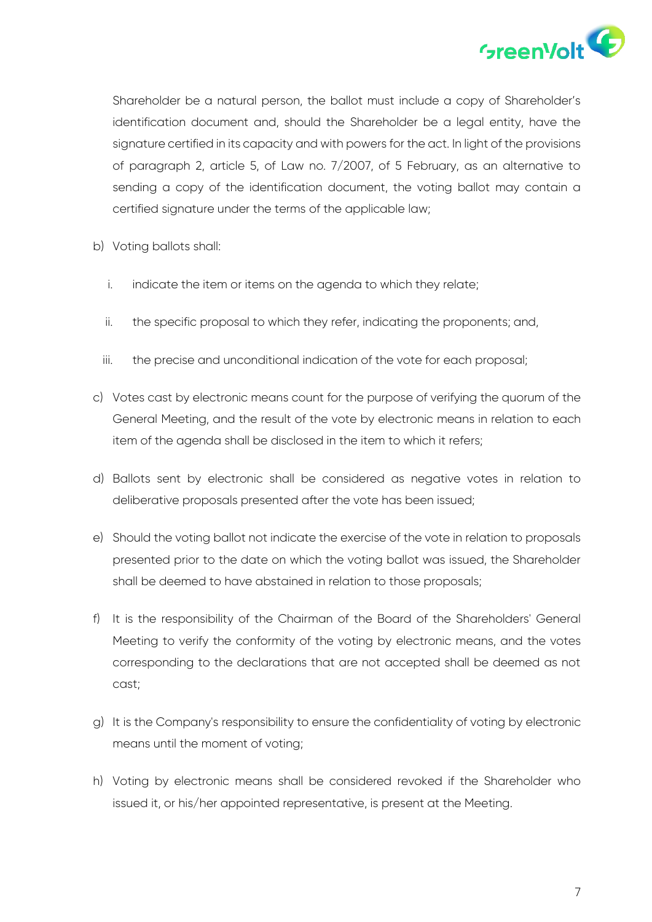Shareholder be a natural person, the ballot must include a copy of Shareholder's identification document and, should the Shareholder be a legal entity, have the signature certified in its capacity and with powers for the act. In light of the provisions of paragraph 2, article 5, of Law no. 7/2007, of 5 February, as an alternative to sending a copy of the identification document, the voting ballot may contain a certified signature under the terms of the applicable law;

b) Voting ballots shall:

   i. indicate the item or items on the agenda to which they relate;

   ii. the specific proposal to which they refer, indicating the proponents; and,

   iii. the precise and unconditional indication of the vote for each proposal;

c) Votes cast by electronic means count for the purpose of verifying the quorum of the General Meeting, and the result of the vote by electronic means in relation to each item of the agenda shall be disclosed in the item to which it refers;

d) Ballots sent by electronic shall be considered as negative votes in relation to deliberative proposals presented after the vote has been issued;

e) Should the voting ballot not indicate the exercise of the vote in relation to proposals presented prior to the date on which the voting ballot was issued, the Shareholder shall be deemed to have abstained in relation to those proposals;

f) It is the responsibility of the Chairman of the Board of the Shareholders' General Meeting to verify the conformity of the voting by electronic means, and the votes corresponding to the declarations that are not accepted shall be deemed as not cast;

g) It is the Company's responsibility to ensure the confidentiality of voting by electronic means until the moment of voting;

h) Voting by electronic means shall be considered revoked if the Shareholder who issued it, or his/her appointed representative, is present at the Meeting.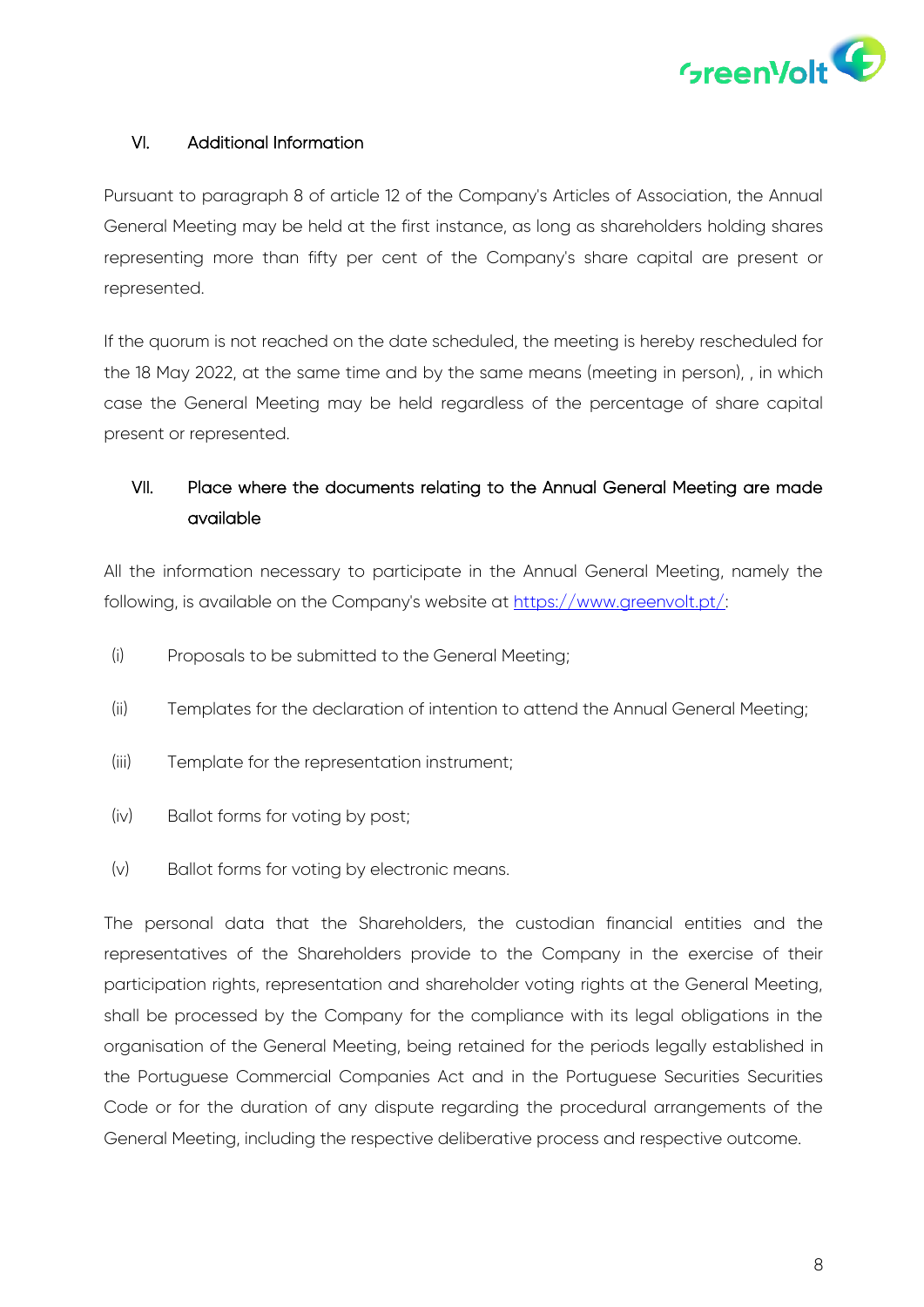## VI. Additional Information

Pursuant to paragraph 8 of article 12 of the Company's Articles of Association, the Annual General Meeting may be held at the first instance, as long as shareholders holding shares representing more than fifty per cent of the Company's share capital are present or represented.

If the quorum is not reached on the date scheduled, the meeting is hereby rescheduled for the 18 May 2022, at the same time and by the same means (meeting in person), , in which case the General Meeting may be held regardless of the percentage of share capital present or represented.

## VII. Place where the documents relating to the Annual General Meeting are made available

All the information necessary to participate in the Annual General Meeting, namely the following, is available on the Company's website at https://www.greenvolt.pt/:

(i) Proposals to be submitted to the General Meeting;

(ii) Templates for the declaration of intention to attend the Annual General Meeting;

(iii) Template for the representation instrument;

(iv) Ballot forms for voting by post;

(v) Ballot forms for voting by electronic means.

The personal data that the Shareholders, the custodian financial entities and the representatives of the Shareholders provide to the Company in the exercise of their participation rights, representation and shareholder voting rights at the General Meeting, shall be processed by the Company for the compliance with its legal obligations in the organisation of the General Meeting, being retained for the periods legally established in the Portuguese Commercial Companies Act and in the Portuguese Securities Securities Code or for the duration of any dispute regarding the procedural arrangements of the General Meeting, including the respective deliberative process and respective outcome.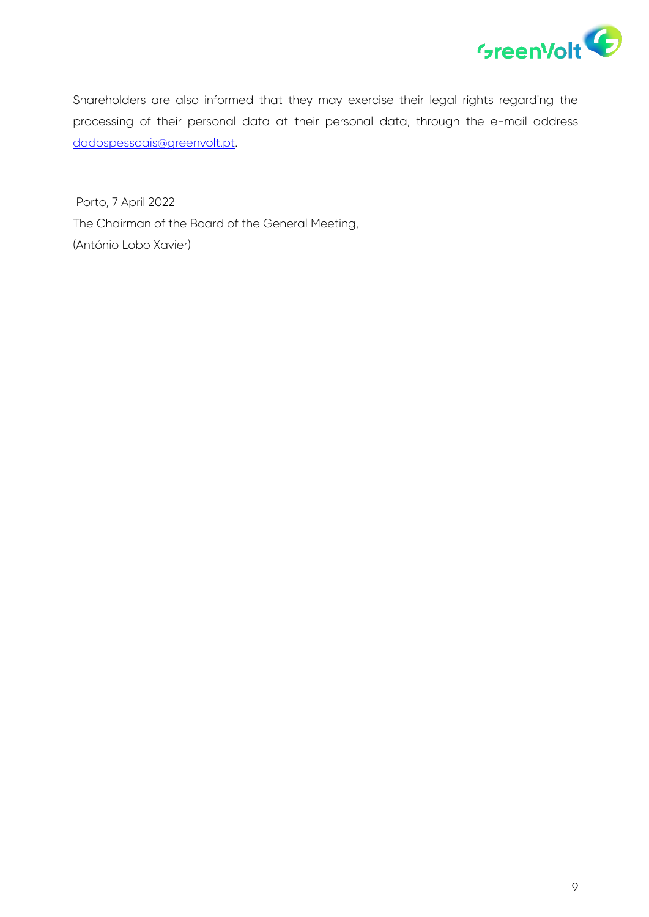Shareholders are also informed that they may exercise their legal rights regarding the processing of their personal data at their personal data, through the e-mail address dadospessoais@greenvolt.pt.

Porto, 7 April 2022

The Chairman of the Board of the General Meeting,

(António Lobo Xavier)